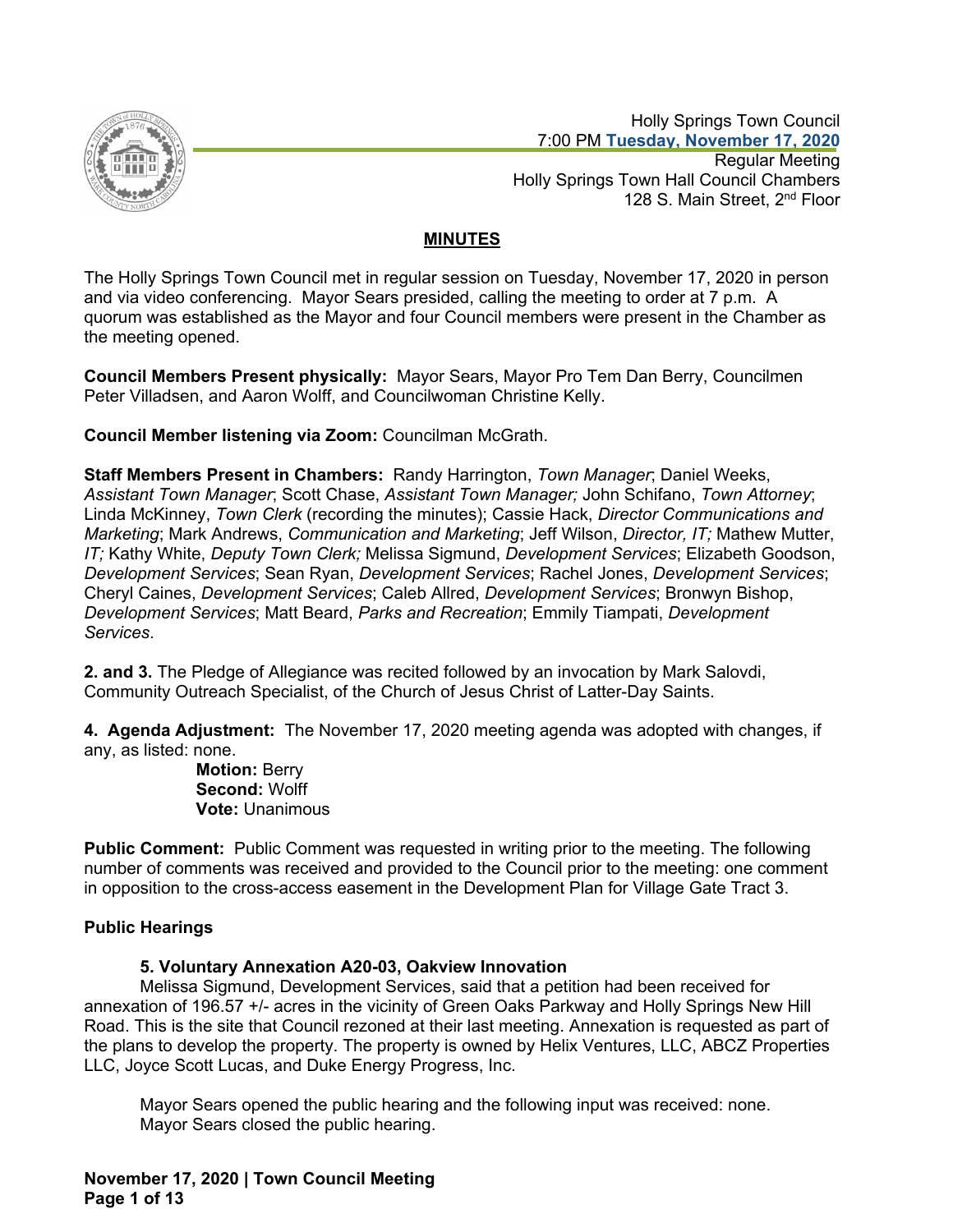Holly Springs Town Council
7:00 PM **Tuesday, November 17, 2020**
Regular Meeting
Holly Springs Town Hall Council Chambers
128 S. Main Street, 2nd Floor

# MINUTES

The Holly Springs Town Council met in regular session on Tuesday, November 17, 2020 in person and via video conferencing. Mayor Sears presided, calling the meeting to order at 7 p.m. A quorum was established as the Mayor and four Council members were present in the Chamber as the meeting opened.

**Council Members Present physically:** Mayor Sears, Mayor Pro Tem Dan Berry, Councilmen Peter Villadsen, and Aaron Wolff, and Councilwoman Christine Kelly.

**Council Member listening via Zoom:** Councilman McGrath.

**Staff Members Present in Chambers:** Randy Harrington, *Town Manager*; Daniel Weeks, *Assistant Town Manager*; Scott Chase, *Assistant Town Manager;* John Schifano, *Town Attorney*; Linda McKinney, *Town Clerk* (recording the minutes); Cassie Hack, *Director Communications and Marketing*; Mark Andrews, *Communication and Marketing*; Jeff Wilson, *Director, IT;* Mathew Mutter, *IT;* Kathy White, *Deputy Town Clerk;* Melissa Sigmund, *Development Services*; Elizabeth Goodson, *Development Services*; Sean Ryan, *Development Services*; Rachel Jones, *Development Services*; Cheryl Caines, *Development Services*; Caleb Allred, *Development Services*; Bronwyn Bishop, *Development Services*; Matt Beard, *Parks and Recreation*; Emmily Tiampati, *Development Services*.

**2. and 3.** The Pledge of Allegiance was recited followed by an invocation by Mark Salovdi, Community Outreach Specialist, of the Church of Jesus Christ of Latter-Day Saints.

**4. Agenda Adjustment:** The November 17, 2020 meeting agenda was adopted with changes, if any, as listed: none.

**Motion:** Berry
**Second:** Wolff
**Vote:** Unanimous

**Public Comment:** Public Comment was requested in writing prior to the meeting. The following number of comments was received and provided to the Council prior to the meeting: one comment in opposition to the cross-access easement in the Development Plan for Village Gate Tract 3.

## Public Hearings

### 5. Voluntary Annexation A20-03, Oakview Innovation

Melissa Sigmund, Development Services, said that a petition had been received for annexation of 196.57 +/- acres in the vicinity of Green Oaks Parkway and Holly Springs New Hill Road. This is the site that Council rezoned at their last meeting. Annexation is requested as part of the plans to develop the property. The property is owned by Helix Ventures, LLC, ABCZ Properties LLC, Joyce Scott Lucas, and Duke Energy Progress, Inc.

Mayor Sears opened the public hearing and the following input was received: none.
Mayor Sears closed the public hearing.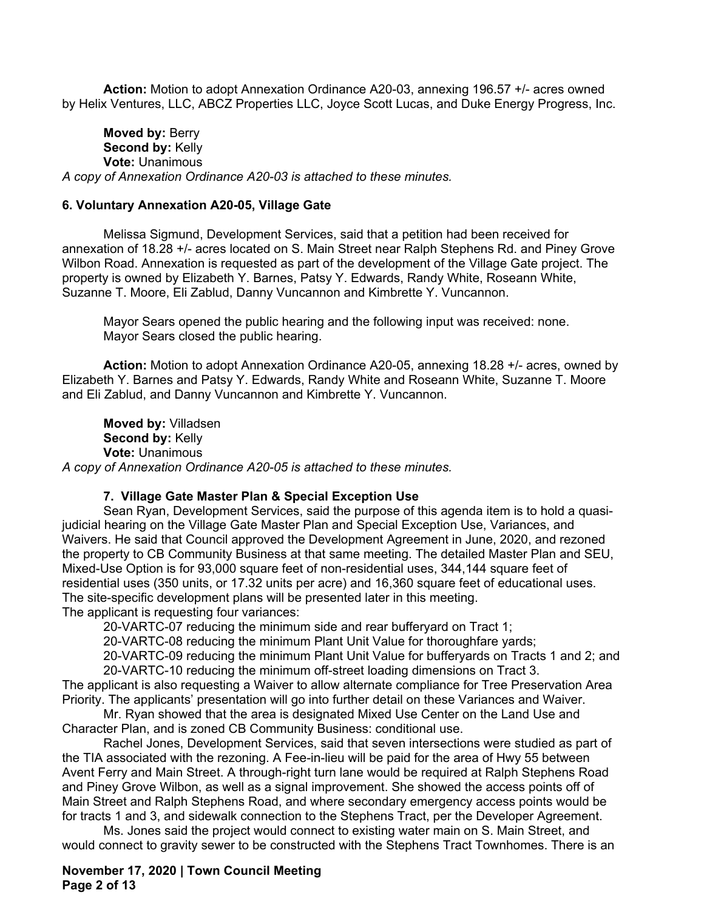**Action:** Motion to adopt Annexation Ordinance A20-03, annexing 196.57 +/- acres owned by Helix Ventures, LLC, ABCZ Properties LLC, Joyce Scott Lucas, and Duke Energy Progress, Inc.

**Moved by:** Berry
**Second by:** Kelly
**Vote:** Unanimous

*A copy of Annexation Ordinance A20-03 is attached to these minutes.*

### 6. Voluntary Annexation A20-05, Village Gate

Melissa Sigmund, Development Services, said that a petition had been received for annexation of 18.28 +/- acres located on S. Main Street near Ralph Stephens Rd. and Piney Grove Wilbon Road. Annexation is requested as part of the development of the Village Gate project. The property is owned by Elizabeth Y. Barnes, Patsy Y. Edwards, Randy White, Roseann White, Suzanne T. Moore, Eli Zablud, Danny Vuncannon and Kimbrette Y. Vuncannon.

Mayor Sears opened the public hearing and the following input was received: none.
Mayor Sears closed the public hearing.

**Action:** Motion to adopt Annexation Ordinance A20-05, annexing 18.28 +/- acres, owned by Elizabeth Y. Barnes and Patsy Y. Edwards, Randy White and Roseann White, Suzanne T. Moore and Eli Zablud, and Danny Vuncannon and Kimbrette Y. Vuncannon.

**Moved by:** Villadsen
**Second by:** Kelly
**Vote:** Unanimous

*A copy of Annexation Ordinance A20-05 is attached to these minutes.*

### 7. Village Gate Master Plan & Special Exception Use

Sean Ryan, Development Services, said the purpose of this agenda item is to hold a quasi-judicial hearing on the Village Gate Master Plan and Special Exception Use, Variances, and Waivers. He said that Council approved the Development Agreement in June, 2020, and rezoned the property to CB Community Business at that same meeting. The detailed Master Plan and SEU, Mixed-Use Option is for 93,000 square feet of non-residential uses, 344,144 square feet of residential uses (350 units, or 17.32 units per acre) and 16,360 square feet of educational uses. The site-specific development plans will be presented later in this meeting.

The applicant is requesting four variances:

20-VARTC-07 reducing the minimum side and rear bufferyard on Tract 1;
20-VARTC-08 reducing the minimum Plant Unit Value for thoroughfare yards;
20-VARTC-09 reducing the minimum Plant Unit Value for bufferyards on Tracts 1 and 2; and
20-VARTC-10 reducing the minimum off-street loading dimensions on Tract 3.

The applicant is also requesting a Waiver to allow alternate compliance for Tree Preservation Area Priority. The applicants' presentation will go into further detail on these Variances and Waiver.

Mr. Ryan showed that the area is designated Mixed Use Center on the Land Use and Character Plan, and is zoned CB Community Business: conditional use.

Rachel Jones, Development Services, said that seven intersections were studied as part of the TIA associated with the rezoning. A Fee-in-lieu will be paid for the area of Hwy 55 between Avent Ferry and Main Street. A through-right turn lane would be required at Ralph Stephens Road and Piney Grove Wilbon, as well as a signal improvement. She showed the access points off of Main Street and Ralph Stephens Road, and where secondary emergency access points would be for tracts 1 and 3, and sidewalk connection to the Stephens Tract, per the Developer Agreement.

Ms. Jones said the project would connect to existing water main on S. Main Street, and would connect to gravity sewer to be constructed with the Stephens Tract Townhomes. There is an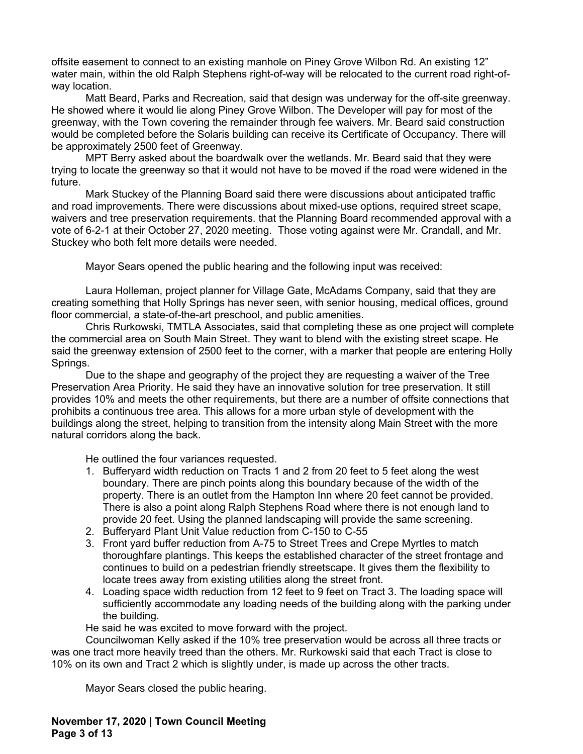offsite easement to connect to an existing manhole on Piney Grove Wilbon Rd. An existing 12" water main, within the old Ralph Stephens right-of-way will be relocated to the current road right-of-way location.

Matt Beard, Parks and Recreation, said that design was underway for the off-site greenway. He showed where it would lie along Piney Grove Wilbon. The Developer will pay for most of the greenway, with the Town covering the remainder through fee waivers. Mr. Beard said construction would be completed before the Solaris building can receive its Certificate of Occupancy. There will be approximately 2500 feet of Greenway.

MPT Berry asked about the boardwalk over the wetlands. Mr. Beard said that they were trying to locate the greenway so that it would not have to be moved if the road were widened in the future.

Mark Stuckey of the Planning Board said there were discussions about anticipated traffic and road improvements. There were discussions about mixed-use options, required street scape, waivers and tree preservation requirements. that the Planning Board recommended approval with a vote of 6-2-1 at their October 27, 2020 meeting. Those voting against were Mr. Crandall, and Mr. Stuckey who both felt more details were needed.

Mayor Sears opened the public hearing and the following input was received:

Laura Holleman, project planner for Village Gate, McAdams Company, said that they are creating something that Holly Springs has never seen, with senior housing, medical offices, ground floor commercial, a state-of-the-art preschool, and public amenities.

Chris Rurkowski, TMTLA Associates, said that completing these as one project will complete the commercial area on South Main Street. They want to blend with the existing street scape. He said the greenway extension of 2500 feet to the corner, with a marker that people are entering Holly Springs.

Due to the shape and geography of the project they are requesting a waiver of the Tree Preservation Area Priority. He said they have an innovative solution for tree preservation. It still provides 10% and meets the other requirements, but there are a number of offsite connections that prohibits a continuous tree area. This allows for a more urban style of development with the buildings along the street, helping to transition from the intensity along Main Street with the more natural corridors along the back.

He outlined the four variances requested.

1. Bufferyard width reduction on Tracts 1 and 2 from 20 feet to 5 feet along the west boundary. There are pinch points along this boundary because of the width of the property. There is an outlet from the Hampton Inn where 20 feet cannot be provided. There is also a point along Ralph Stephens Road where there is not enough land to provide 20 feet. Using the planned landscaping will provide the same screening.
2. Bufferyard Plant Unit Value reduction from C-150 to C-55
3. Front yard buffer reduction from A-75 to Street Trees and Crepe Myrtles to match thoroughfare plantings. This keeps the established character of the street frontage and continues to build on a pedestrian friendly streetscape. It gives them the flexibility to locate trees away from existing utilities along the street front.
4. Loading space width reduction from 12 feet to 9 feet on Tract 3. The loading space will sufficiently accommodate any loading needs of the building along with the parking under the building.

He said he was excited to move forward with the project.

Councilwoman Kelly asked if the 10% tree preservation would be across all three tracts or was one tract more heavily treed than the others. Mr. Rurkowski said that each Tract is close to 10% on its own and Tract 2 which is slightly under, is made up across the other tracts.

Mayor Sears closed the public hearing.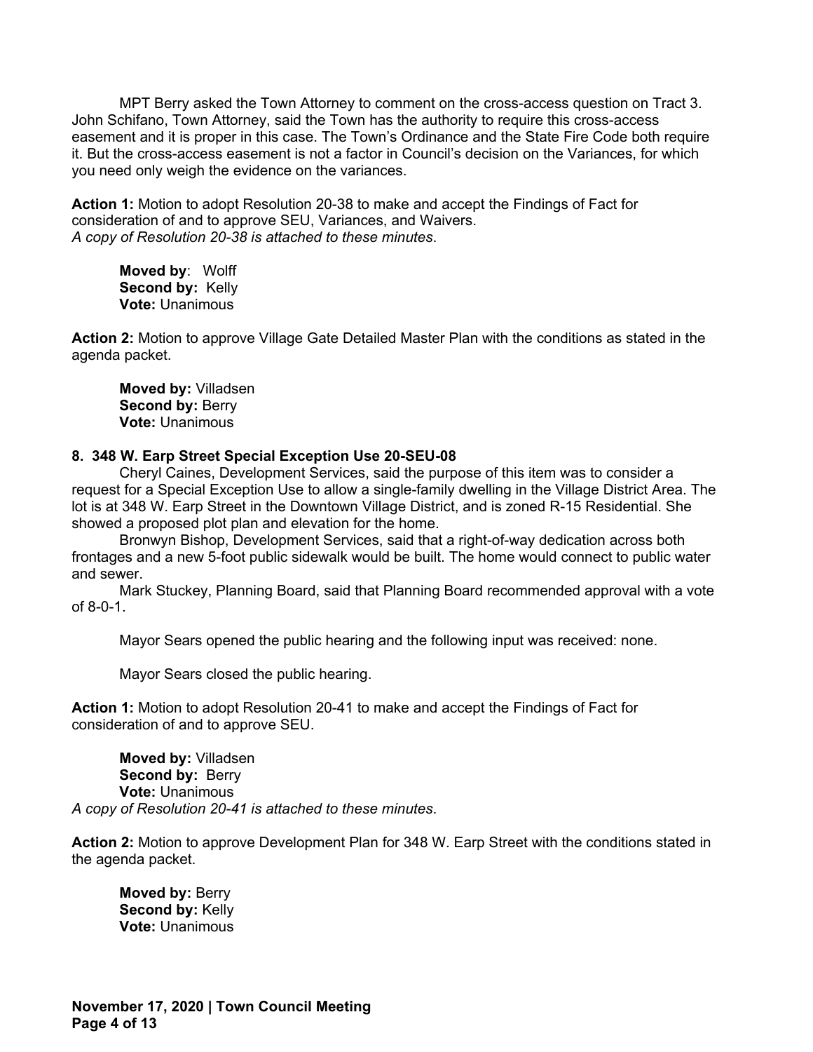MPT Berry asked the Town Attorney to comment on the cross-access question on Tract 3. John Schifano, Town Attorney, said the Town has the authority to require this cross-access easement and it is proper in this case. The Town's Ordinance and the State Fire Code both require it. But the cross-access easement is not a factor in Council's decision on the Variances, for which you need only weigh the evidence on the variances.

**Action 1:** Motion to adopt Resolution 20-38 to make and accept the Findings of Fact for consideration of and to approve SEU, Variances, and Waivers.
*A copy of Resolution 20-38 is attached to these minutes*.

**Moved by**: Wolff
**Second by:** Kelly
**Vote:** Unanimous

**Action 2:** Motion to approve Village Gate Detailed Master Plan with the conditions as stated in the agenda packet.

**Moved by:** Villadsen
**Second by:** Berry
**Vote:** Unanimous

**8. 348 W. Earp Street Special Exception Use 20-SEU-08**

Cheryl Caines, Development Services, said the purpose of this item was to consider a request for a Special Exception Use to allow a single-family dwelling in the Village District Area. The lot is at 348 W. Earp Street in the Downtown Village District, and is zoned R-15 Residential. She showed a proposed plot plan and elevation for the home.

Bronwyn Bishop, Development Services, said that a right-of-way dedication across both frontages and a new 5-foot public sidewalk would be built. The home would connect to public water and sewer.

Mark Stuckey, Planning Board, said that Planning Board recommended approval with a vote of 8-0-1.

Mayor Sears opened the public hearing and the following input was received: none.

Mayor Sears closed the public hearing.

**Action 1:** Motion to adopt Resolution 20-41 to make and accept the Findings of Fact for consideration of and to approve SEU.

**Moved by:** Villadsen
**Second by:** Berry
**Vote:** Unanimous
*A copy of Resolution 20-41 is attached to these minutes*.

**Action 2:** Motion to approve Development Plan for 348 W. Earp Street with the conditions stated in the agenda packet.

**Moved by:** Berry
**Second by:** Kelly
**Vote:** Unanimous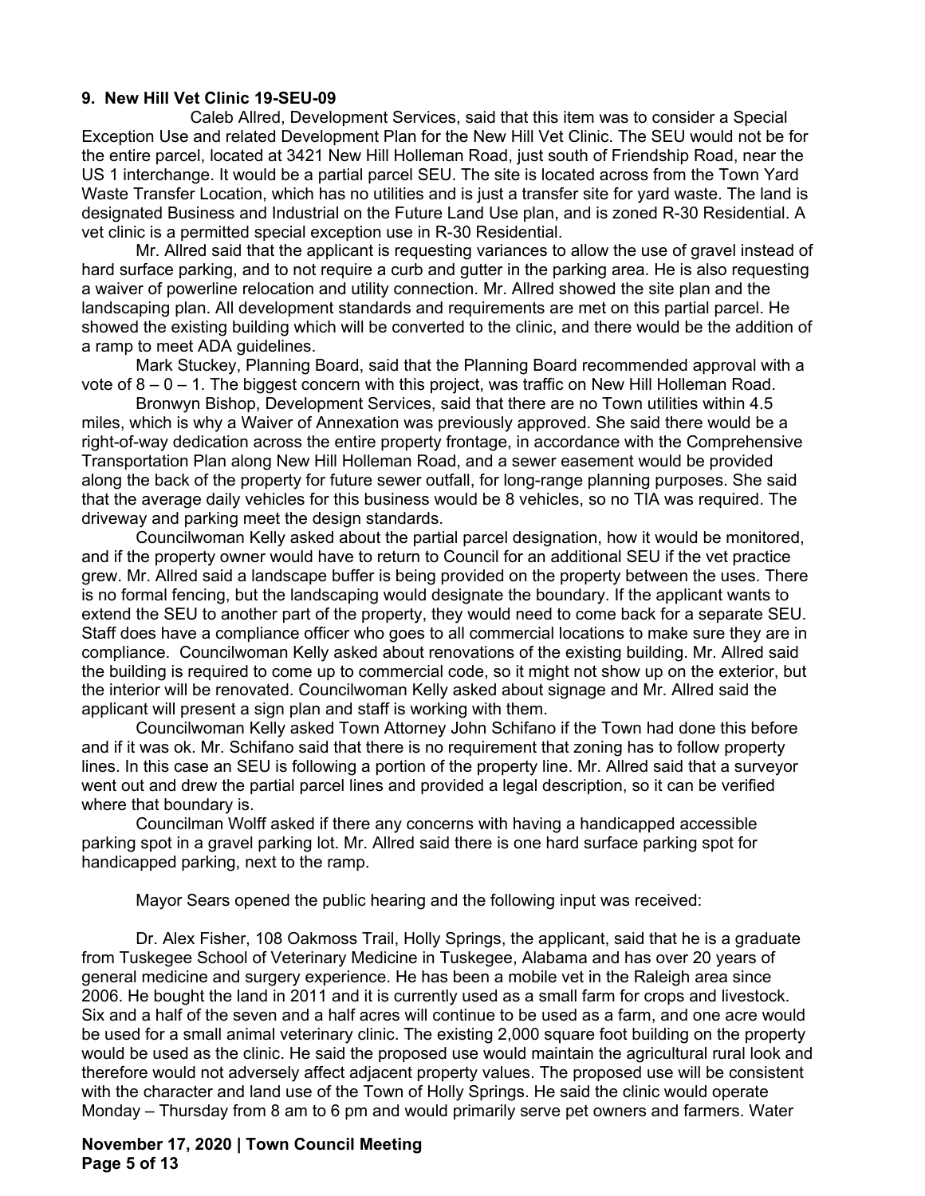**9. New Hill Vet Clinic 19-SEU-09**

Caleb Allred, Development Services, said that this item was to consider a Special Exception Use and related Development Plan for the New Hill Vet Clinic. The SEU would not be for the entire parcel, located at 3421 New Hill Holleman Road, just south of Friendship Road, near the US 1 interchange. It would be a partial parcel SEU. The site is located across from the Town Yard Waste Transfer Location, which has no utilities and is just a transfer site for yard waste. The land is designated Business and Industrial on the Future Land Use plan, and is zoned R-30 Residential. A vet clinic is a permitted special exception use in R-30 Residential.

Mr. Allred said that the applicant is requesting variances to allow the use of gravel instead of hard surface parking, and to not require a curb and gutter in the parking area. He is also requesting a waiver of powerline relocation and utility connection. Mr. Allred showed the site plan and the landscaping plan. All development standards and requirements are met on this partial parcel. He showed the existing building which will be converted to the clinic, and there would be the addition of a ramp to meet ADA guidelines.

Mark Stuckey, Planning Board, said that the Planning Board recommended approval with a vote of 8 – 0 – 1. The biggest concern with this project, was traffic on New Hill Holleman Road.

Bronwyn Bishop, Development Services, said that there are no Town utilities within 4.5 miles, which is why a Waiver of Annexation was previously approved. She said there would be a right-of-way dedication across the entire property frontage, in accordance with the Comprehensive Transportation Plan along New Hill Holleman Road, and a sewer easement would be provided along the back of the property for future sewer outfall, for long-range planning purposes. She said that the average daily vehicles for this business would be 8 vehicles, so no TIA was required. The driveway and parking meet the design standards.

Councilwoman Kelly asked about the partial parcel designation, how it would be monitored, and if the property owner would have to return to Council for an additional SEU if the vet practice grew. Mr. Allred said a landscape buffer is being provided on the property between the uses. There is no formal fencing, but the landscaping would designate the boundary. If the applicant wants to extend the SEU to another part of the property, they would need to come back for a separate SEU. Staff does have a compliance officer who goes to all commercial locations to make sure they are in compliance. Councilwoman Kelly asked about renovations of the existing building. Mr. Allred said the building is required to come up to commercial code, so it might not show up on the exterior, but the interior will be renovated. Councilwoman Kelly asked about signage and Mr. Allred said the applicant will present a sign plan and staff is working with them.

Councilwoman Kelly asked Town Attorney John Schifano if the Town had done this before and if it was ok. Mr. Schifano said that there is no requirement that zoning has to follow property lines. In this case an SEU is following a portion of the property line. Mr. Allred said that a surveyor went out and drew the partial parcel lines and provided a legal description, so it can be verified where that boundary is.

Councilman Wolff asked if there any concerns with having a handicapped accessible parking spot in a gravel parking lot. Mr. Allred said there is one hard surface parking spot for handicapped parking, next to the ramp.

Mayor Sears opened the public hearing and the following input was received:

Dr. Alex Fisher, 108 Oakmoss Trail, Holly Springs, the applicant, said that he is a graduate from Tuskegee School of Veterinary Medicine in Tuskegee, Alabama and has over 20 years of general medicine and surgery experience. He has been a mobile vet in the Raleigh area since 2006. He bought the land in 2011 and it is currently used as a small farm for crops and livestock. Six and a half of the seven and a half acres will continue to be used as a farm, and one acre would be used for a small animal veterinary clinic. The existing 2,000 square foot building on the property would be used as the clinic. He said the proposed use would maintain the agricultural rural look and therefore would not adversely affect adjacent property values. The proposed use will be consistent with the character and land use of the Town of Holly Springs. He said the clinic would operate Monday – Thursday from 8 am to 6 pm and would primarily serve pet owners and farmers. Water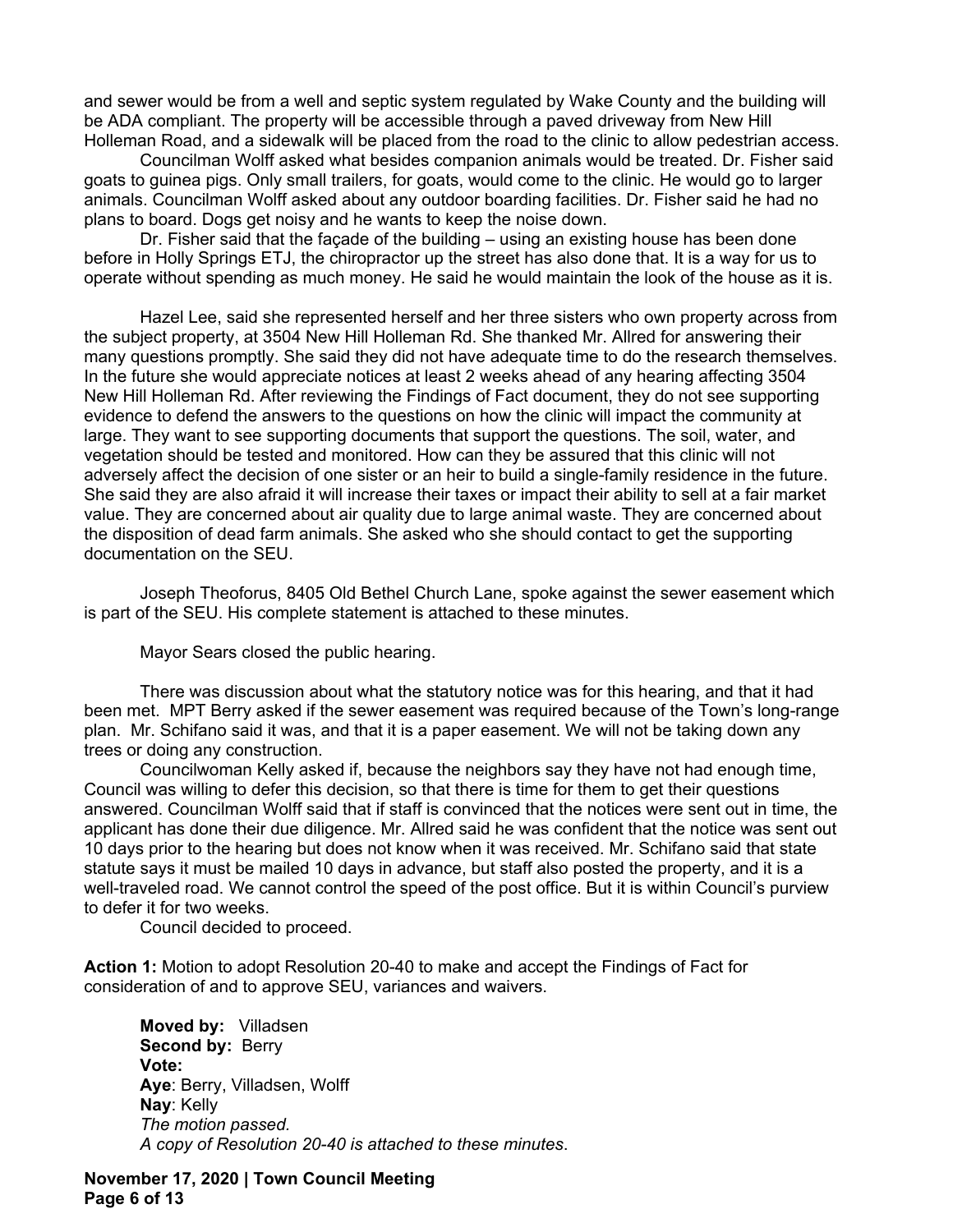and sewer would be from a well and septic system regulated by Wake County and the building will be ADA compliant. The property will be accessible through a paved driveway from New Hill Holleman Road, and a sidewalk will be placed from the road to the clinic to allow pedestrian access.

Councilman Wolff asked what besides companion animals would be treated. Dr. Fisher said goats to guinea pigs. Only small trailers, for goats, would come to the clinic. He would go to larger animals. Councilman Wolff asked about any outdoor boarding facilities. Dr. Fisher said he had no plans to board. Dogs get noisy and he wants to keep the noise down.

Dr. Fisher said that the façade of the building – using an existing house has been done before in Holly Springs ETJ, the chiropractor up the street has also done that. It is a way for us to operate without spending as much money. He said he would maintain the look of the house as it is.

Hazel Lee, said she represented herself and her three sisters who own property across from the subject property, at 3504 New Hill Holleman Rd. She thanked Mr. Allred for answering their many questions promptly. She said they did not have adequate time to do the research themselves. In the future she would appreciate notices at least 2 weeks ahead of any hearing affecting 3504 New Hill Holleman Rd. After reviewing the Findings of Fact document, they do not see supporting evidence to defend the answers to the questions on how the clinic will impact the community at large. They want to see supporting documents that support the questions. The soil, water, and vegetation should be tested and monitored. How can they be assured that this clinic will not adversely affect the decision of one sister or an heir to build a single-family residence in the future. She said they are also afraid it will increase their taxes or impact their ability to sell at a fair market value. They are concerned about air quality due to large animal waste. They are concerned about the disposition of dead farm animals. She asked who she should contact to get the supporting documentation on the SEU.

Joseph Theoforus, 8405 Old Bethel Church Lane, spoke against the sewer easement which is part of the SEU. His complete statement is attached to these minutes.

Mayor Sears closed the public hearing.

There was discussion about what the statutory notice was for this hearing, and that it had been met. MPT Berry asked if the sewer easement was required because of the Town's long-range plan. Mr. Schifano said it was, and that it is a paper easement. We will not be taking down any trees or doing any construction.

Councilwoman Kelly asked if, because the neighbors say they have not had enough time, Council was willing to defer this decision, so that there is time for them to get their questions answered. Councilman Wolff said that if staff is convinced that the notices were sent out in time, the applicant has done their due diligence. Mr. Allred said he was confident that the notice was sent out 10 days prior to the hearing but does not know when it was received. Mr. Schifano said that state statute says it must be mailed 10 days in advance, but staff also posted the property, and it is a well-traveled road. We cannot control the speed of the post office. But it is within Council's purview to defer it for two weeks.

Council decided to proceed.

**Action 1:** Motion to adopt Resolution 20-40 to make and accept the Findings of Fact for consideration of and to approve SEU, variances and waivers.

**Moved by:** Villadsen
**Second by:** Berry
**Vote:**
**Aye**: Berry, Villadsen, Wolff
**Nay**: Kelly
*The motion passed.*
*A copy of Resolution 20-40 is attached to these minutes.*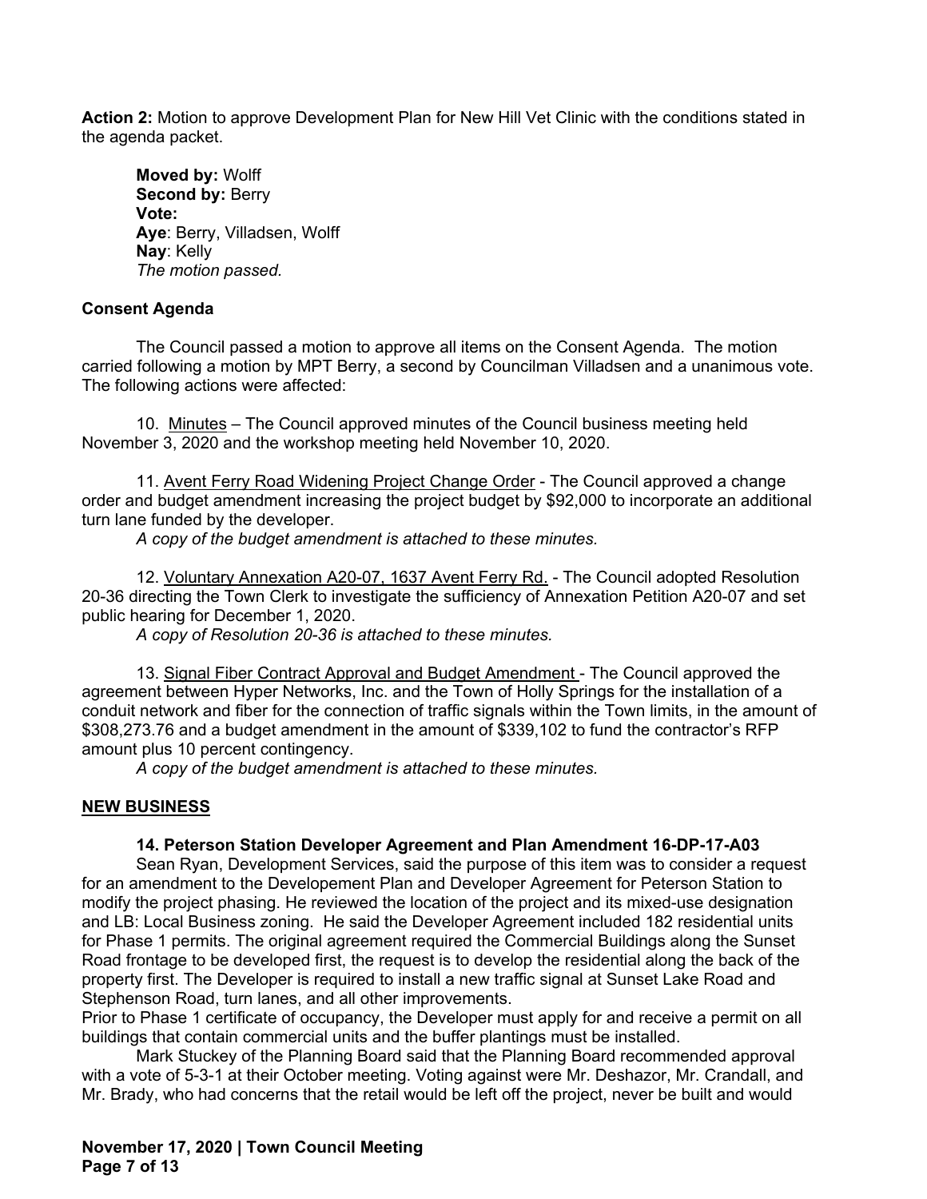**Action 2:** Motion to approve Development Plan for New Hill Vet Clinic with the conditions stated in the agenda packet.

**Moved by:** Wolff
**Second by:** Berry
**Vote:**
**Aye**: Berry, Villadsen, Wolff
**Nay**: Kelly
*The motion passed.*

**Consent Agenda**

The Council passed a motion to approve all items on the Consent Agenda. The motion carried following a motion by MPT Berry, a second by Councilman Villadsen and a unanimous vote. The following actions were affected:

10. Minutes – The Council approved minutes of the Council business meeting held November 3, 2020 and the workshop meeting held November 10, 2020.

11. Avent Ferry Road Widening Project Change Order - The Council approved a change order and budget amendment increasing the project budget by $92,000 to incorporate an additional turn lane funded by the developer.
*A copy of the budget amendment is attached to these minutes.*

12. Voluntary Annexation A20-07, 1637 Avent Ferry Rd. - The Council adopted Resolution 20-36 directing the Town Clerk to investigate the sufficiency of Annexation Petition A20-07 and set public hearing for December 1, 2020.
*A copy of Resolution 20-36 is attached to these minutes.*

13. Signal Fiber Contract Approval and Budget Amendment - The Council approved the agreement between Hyper Networks, Inc. and the Town of Holly Springs for the installation of a conduit network and fiber for the connection of traffic signals within the Town limits, in the amount of $308,273.76 and a budget amendment in the amount of $339,102 to fund the contractor's RFP amount plus 10 percent contingency.
*A copy of the budget amendment is attached to these minutes.*

**NEW BUSINESS**

**14. Peterson Station Developer Agreement and Plan Amendment 16-DP-17-A03**

Sean Ryan, Development Services, said the purpose of this item was to consider a request for an amendment to the Developement Plan and Developer Agreement for Peterson Station to modify the project phasing. He reviewed the location of the project and its mixed-use designation and LB: Local Business zoning. He said the Developer Agreement included 182 residential units for Phase 1 permits. The original agreement required the Commercial Buildings along the Sunset Road frontage to be developed first, the request is to develop the residential along the back of the property first. The Developer is required to install a new traffic signal at Sunset Lake Road and Stephenson Road, turn lanes, and all other improvements.
Prior to Phase 1 certificate of occupancy, the Developer must apply for and receive a permit on all buildings that contain commercial units and the buffer plantings must be installed.

Mark Stuckey of the Planning Board said that the Planning Board recommended approval with a vote of 5-3-1 at their October meeting. Voting against were Mr. Deshazor, Mr. Crandall, and Mr. Brady, who had concerns that the retail would be left off the project, never be built and would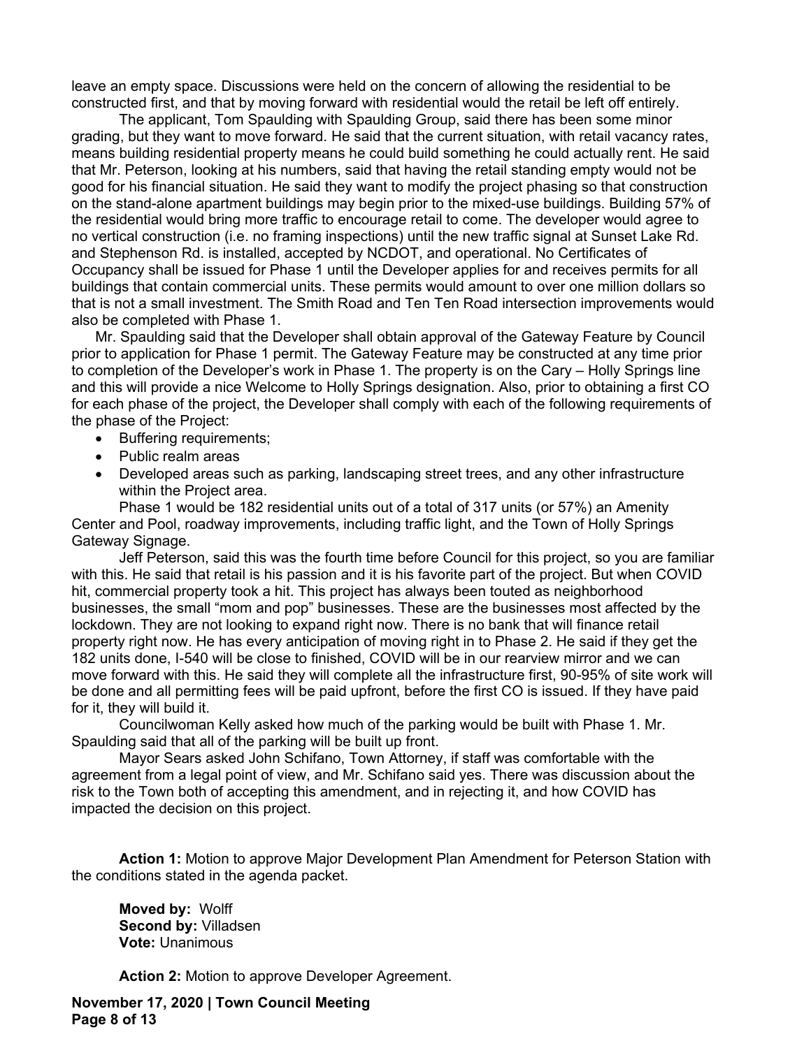leave an empty space. Discussions were held on the concern of allowing the residential to be constructed first, and that by moving forward with residential would the retail be left off entirely.

The applicant, Tom Spaulding with Spaulding Group, said there has been some minor grading, but they want to move forward. He said that the current situation, with retail vacancy rates, means building residential property means he could build something he could actually rent. He said that Mr. Peterson, looking at his numbers, said that having the retail standing empty would not be good for his financial situation. He said they want to modify the project phasing so that construction on the stand-alone apartment buildings may begin prior to the mixed-use buildings. Building 57% of the residential would bring more traffic to encourage retail to come. The developer would agree to no vertical construction (i.e. no framing inspections) until the new traffic signal at Sunset Lake Rd. and Stephenson Rd. is installed, accepted by NCDOT, and operational. No Certificates of Occupancy shall be issued for Phase 1 until the Developer applies for and receives permits for all buildings that contain commercial units. These permits would amount to over one million dollars so that is not a small investment. The Smith Road and Ten Ten Road intersection improvements would also be completed with Phase 1.

Mr. Spaulding said that the Developer shall obtain approval of the Gateway Feature by Council prior to application for Phase 1 permit. The Gateway Feature may be constructed at any time prior to completion of the Developer's work in Phase 1. The property is on the Cary – Holly Springs line and this will provide a nice Welcome to Holly Springs designation. Also, prior to obtaining a first CO for each phase of the project, the Developer shall comply with each of the following requirements of the phase of the Project:

- Buffering requirements;
- Public realm areas
- Developed areas such as parking, landscaping street trees, and any other infrastructure within the Project area.

Phase 1 would be 182 residential units out of a total of 317 units (or 57%) an Amenity Center and Pool, roadway improvements, including traffic light, and the Town of Holly Springs Gateway Signage.

Jeff Peterson, said this was the fourth time before Council for this project, so you are familiar with this. He said that retail is his passion and it is his favorite part of the project. But when COVID hit, commercial property took a hit. This project has always been touted as neighborhood businesses, the small "mom and pop" businesses. These are the businesses most affected by the lockdown. They are not looking to expand right now. There is no bank that will finance retail property right now. He has every anticipation of moving right in to Phase 2. He said if they get the 182 units done, I-540 will be close to finished, COVID will be in our rearview mirror and we can move forward with this. He said they will complete all the infrastructure first, 90-95% of site work will be done and all permitting fees will be paid upfront, before the first CO is issued. If they have paid for it, they will build it.

Councilwoman Kelly asked how much of the parking would be built with Phase 1. Mr. Spaulding said that all of the parking will be built up front.

Mayor Sears asked John Schifano, Town Attorney, if staff was comfortable with the agreement from a legal point of view, and Mr. Schifano said yes. There was discussion about the risk to the Town both of accepting this amendment, and in rejecting it, and how COVID has impacted the decision on this project.

**Action 1:** Motion to approve Major Development Plan Amendment for Peterson Station with the conditions stated in the agenda packet.

**Moved by:** Wolff
**Second by:** Villadsen
**Vote:** Unanimous

**Action 2:** Motion to approve Developer Agreement.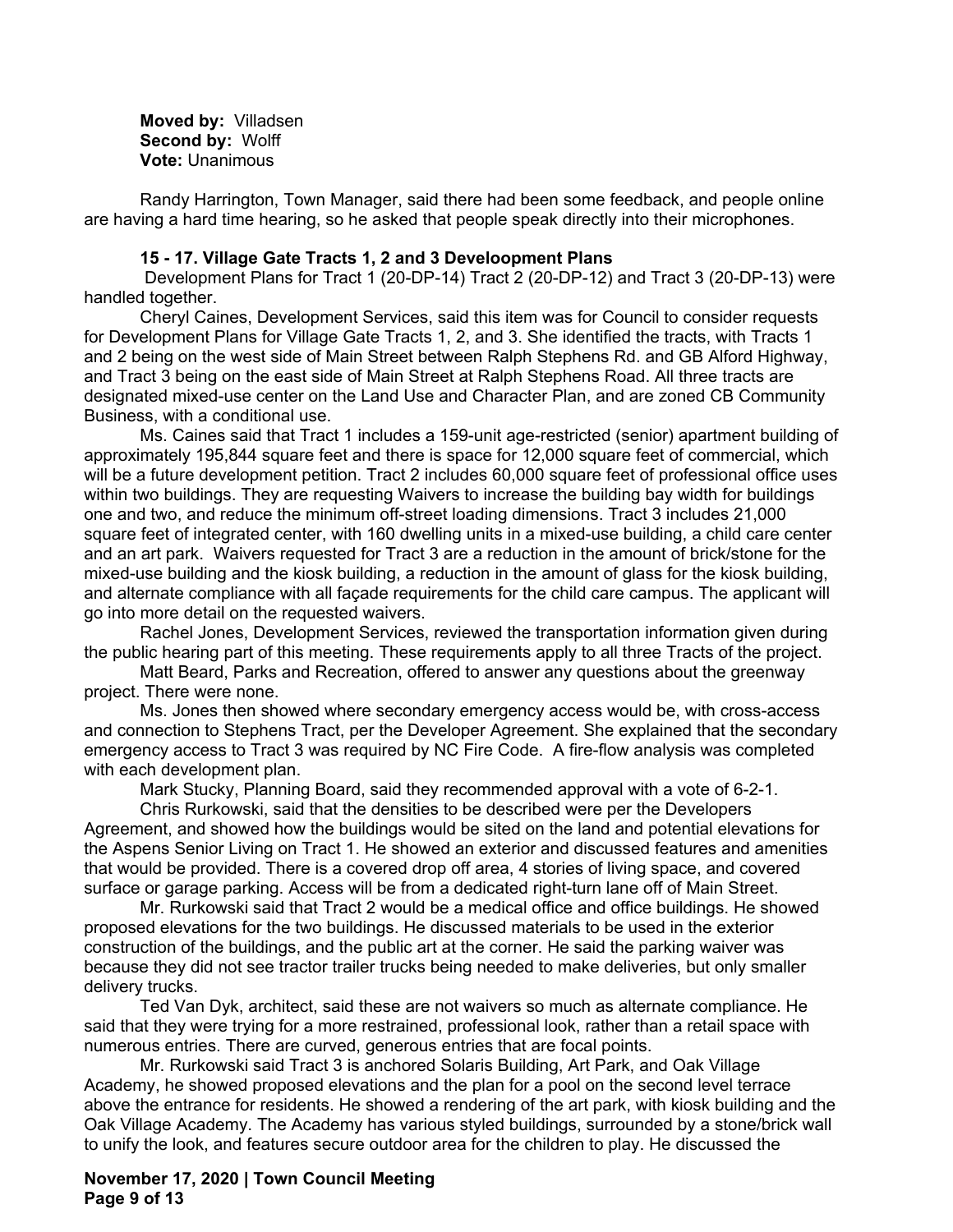**Moved by:** Villadsen
**Second by:** Wolff
**Vote:** Unanimous

Randy Harrington, Town Manager, said there had been some feedback, and people online are having a hard time hearing, so he asked that people speak directly into their microphones.

**15 - 17. Village Gate Tracts 1, 2 and 3 Develoopment Plans**

Development Plans for Tract 1 (20-DP-14) Tract 2 (20-DP-12) and Tract 3 (20-DP-13) were handled together.

Cheryl Caines, Development Services, said this item was for Council to consider requests for Development Plans for Village Gate Tracts 1, 2, and 3. She identified the tracts, with Tracts 1 and 2 being on the west side of Main Street between Ralph Stephens Rd. and GB Alford Highway, and Tract 3 being on the east side of Main Street at Ralph Stephens Road. All three tracts are designated mixed-use center on the Land Use and Character Plan, and are zoned CB Community Business, with a conditional use.

Ms. Caines said that Tract 1 includes a 159-unit age-restricted (senior) apartment building of approximately 195,844 square feet and there is space for 12,000 square feet of commercial, which will be a future development petition. Tract 2 includes 60,000 square feet of professional office uses within two buildings. They are requesting Waivers to increase the building bay width for buildings one and two, and reduce the minimum off-street loading dimensions. Tract 3 includes 21,000 square feet of integrated center, with 160 dwelling units in a mixed-use building, a child care center and an art park. Waivers requested for Tract 3 are a reduction in the amount of brick/stone for the mixed-use building and the kiosk building, a reduction in the amount of glass for the kiosk building, and alternate compliance with all façade requirements for the child care campus. The applicant will go into more detail on the requested waivers.

Rachel Jones, Development Services, reviewed the transportation information given during the public hearing part of this meeting. These requirements apply to all three Tracts of the project.

Matt Beard, Parks and Recreation, offered to answer any questions about the greenway project. There were none.

Ms. Jones then showed where secondary emergency access would be, with cross-access and connection to Stephens Tract, per the Developer Agreement. She explained that the secondary emergency access to Tract 3 was required by NC Fire Code. A fire-flow analysis was completed with each development plan.

Mark Stucky, Planning Board, said they recommended approval with a vote of 6-2-1.

Chris Rurkowski, said that the densities to be described were per the Developers Agreement, and showed how the buildings would be sited on the land and potential elevations for the Aspens Senior Living on Tract 1. He showed an exterior and discussed features and amenities that would be provided. There is a covered drop off area, 4 stories of living space, and covered surface or garage parking. Access will be from a dedicated right-turn lane off of Main Street.

Mr. Rurkowski said that Tract 2 would be a medical office and office buildings. He showed proposed elevations for the two buildings. He discussed materials to be used in the exterior construction of the buildings, and the public art at the corner. He said the parking waiver was because they did not see tractor trailer trucks being needed to make deliveries, but only smaller delivery trucks.

Ted Van Dyk, architect, said these are not waivers so much as alternate compliance. He said that they were trying for a more restrained, professional look, rather than a retail space with numerous entries. There are curved, generous entries that are focal points.

Mr. Rurkowski said Tract 3 is anchored Solaris Building, Art Park, and Oak Village Academy, he showed proposed elevations and the plan for a pool on the second level terrace above the entrance for residents. He showed a rendering of the art park, with kiosk building and the Oak Village Academy. The Academy has various styled buildings, surrounded by a stone/brick wall to unify the look, and features secure outdoor area for the children to play. He discussed the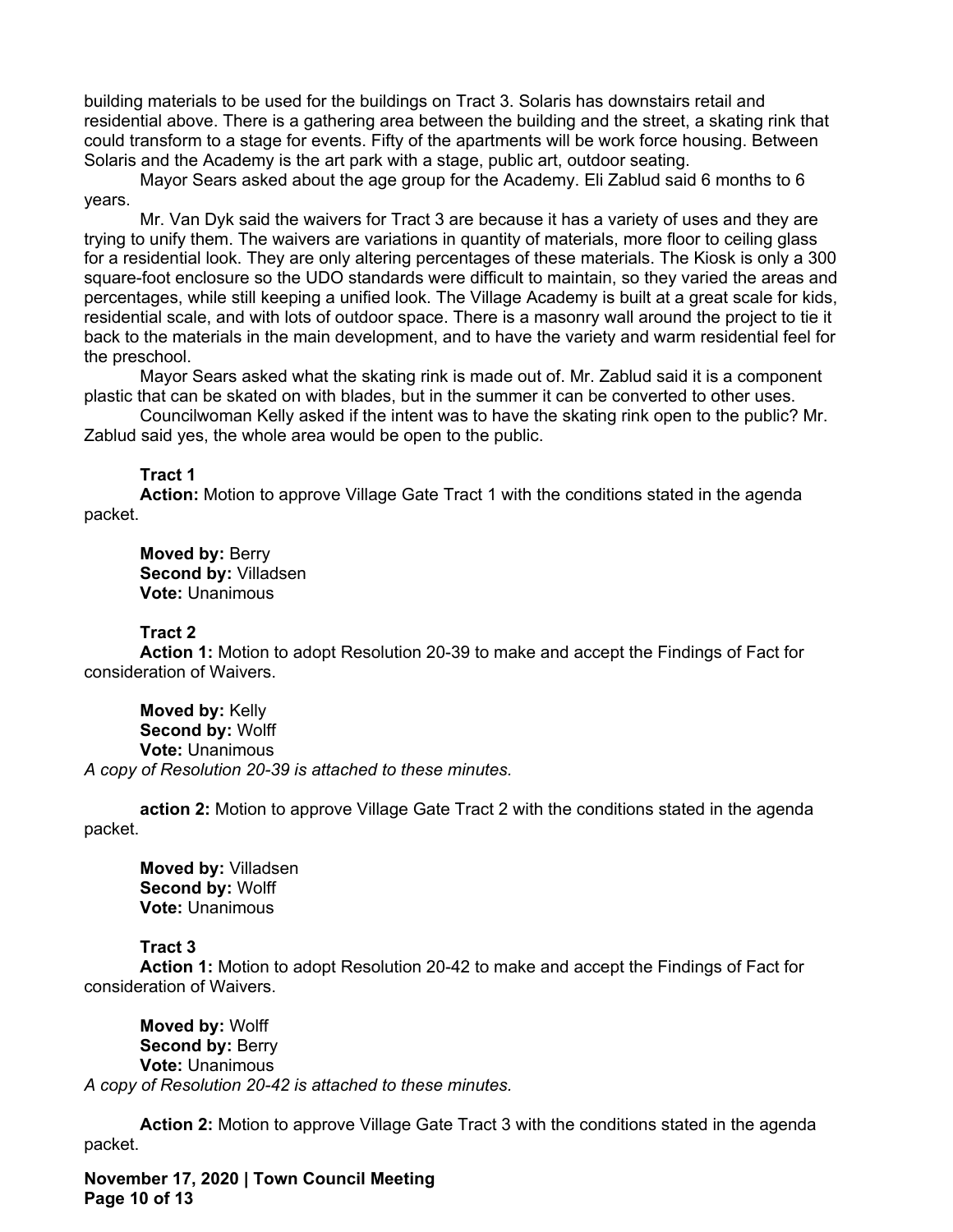building materials to be used for the buildings on Tract 3. Solaris has downstairs retail and residential above. There is a gathering area between the building and the street, a skating rink that could transform to a stage for events. Fifty of the apartments will be work force housing. Between Solaris and the Academy is the art park with a stage, public art, outdoor seating.

Mayor Sears asked about the age group for the Academy. Eli Zablud said 6 months to 6 years.

Mr. Van Dyk said the waivers for Tract 3 are because it has a variety of uses and they are trying to unify them. The waivers are variations in quantity of materials, more floor to ceiling glass for a residential look. They are only altering percentages of these materials. The Kiosk is only a 300 square-foot enclosure so the UDO standards were difficult to maintain, so they varied the areas and percentages, while still keeping a unified look. The Village Academy is built at a great scale for kids, residential scale, and with lots of outdoor space. There is a masonry wall around the project to tie it back to the materials in the main development, and to have the variety and warm residential feel for the preschool.

Mayor Sears asked what the skating rink is made out of. Mr. Zablud said it is a component plastic that can be skated on with blades, but in the summer it can be converted to other uses.

Councilwoman Kelly asked if the intent was to have the skating rink open to the public? Mr. Zablud said yes, the whole area would be open to the public.

**Tract 1**

**Action:** Motion to approve Village Gate Tract 1 with the conditions stated in the agenda packet.

**Moved by:** Berry
**Second by:** Villadsen
**Vote:** Unanimous

**Tract 2**

**Action 1:** Motion to adopt Resolution 20-39 to make and accept the Findings of Fact for consideration of Waivers.

**Moved by:** Kelly
**Second by:** Wolff
**Vote:** Unanimous

*A copy of Resolution 20-39 is attached to these minutes.*

**action 2:** Motion to approve Village Gate Tract 2 with the conditions stated in the agenda packet.

**Moved by:** Villadsen
**Second by:** Wolff
**Vote:** Unanimous

**Tract 3**

**Action 1:** Motion to adopt Resolution 20-42 to make and accept the Findings of Fact for consideration of Waivers.

**Moved by:** Wolff
**Second by:** Berry
**Vote:** Unanimous

*A copy of Resolution 20-42 is attached to these minutes.*

**Action 2:** Motion to approve Village Gate Tract 3 with the conditions stated in the agenda packet.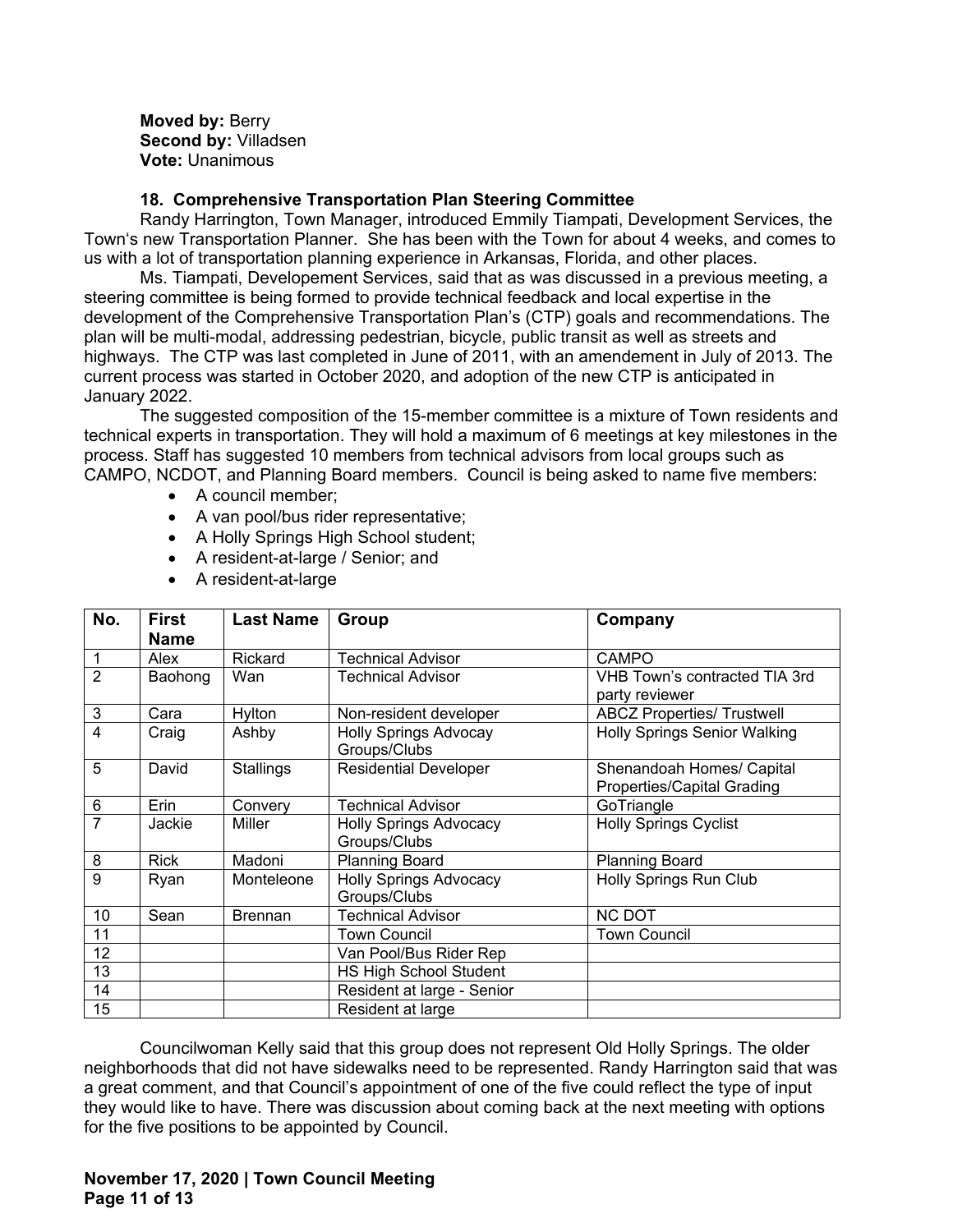**Moved by:** Berry
**Second by:** Villadsen
**Vote:** Unanimous

**18. Comprehensive Transportation Plan Steering Committee**

Randy Harrington, Town Manager, introduced Emmily Tiampati, Development Services, the Town's new Transportation Planner. She has been with the Town for about 4 weeks, and comes to us with a lot of transportation planning experience in Arkansas, Florida, and other places.

Ms. Tiampati, Developement Services, said that as was discussed in a previous meeting, a steering committee is being formed to provide technical feedback and local expertise in the development of the Comprehensive Transportation Plan's (CTP) goals and recommendations. The plan will be multi-modal, addressing pedestrian, bicycle, public transit as well as streets and highways. The CTP was last completed in June of 2011, with an amendement in July of 2013. The current process was started in October 2020, and adoption of the new CTP is anticipated in January 2022.

The suggested composition of the 15-member committee is a mixture of Town residents and technical experts in transportation. They will hold a maximum of 6 meetings at key milestones in the process. Staff has suggested 10 members from technical advisors from local groups such as CAMPO, NCDOT, and Planning Board members. Council is being asked to name five members:

- A council member;
- A van pool/bus rider representative;
- A Holly Springs High School student;
- A resident-at-large / Senior; and
- A resident-at-large

| No. | First Name | Last Name | Group | Company |
|---|---|---|---|---|
| 1 | Alex | Rickard | Technical Advisor | CAMPO |
| 2 | Baohong | Wan | Technical Advisor | VHB Town's contracted TIA 3rd party reviewer |
| 3 | Cara | Hylton | Non-resident developer | ABCZ Properties/ Trustwell |
| 4 | Craig | Ashby | Holly Springs Advocay Groups/Clubs | Holly Springs Senior Walking |
| 5 | David | Stallings | Residential Developer | Shenandoah Homes/ Capital Properties/Capital Grading |
| 6 | Erin | Convery | Technical Advisor | GoTriangle |
| 7 | Jackie | Miller | Holly Springs Advocacy Groups/Clubs | Holly Springs Cyclist |
| 8 | Rick | Madoni | Planning Board | Planning Board |
| 9 | Ryan | Monteleone | Holly Springs Advocacy Groups/Clubs | Holly Springs Run Club |
| 10 | Sean | Brennan | Technical Advisor | NC DOT |
| 11 | | | Town Council | Town Council |
| 12 | | | Van Pool/Bus Rider Rep | |
| 13 | | | HS High School Student | |
| 14 | | | Resident at large - Senior | |
| 15 | | | Resident at large | |

Councilwoman Kelly said that this group does not represent Old Holly Springs. The older neighborhoods that did not have sidewalks need to be represented. Randy Harrington said that was a great comment, and that Council's appointment of one of the five could reflect the type of input they would like to have. There was discussion about coming back at the next meeting with options for the five positions to be appointed by Council.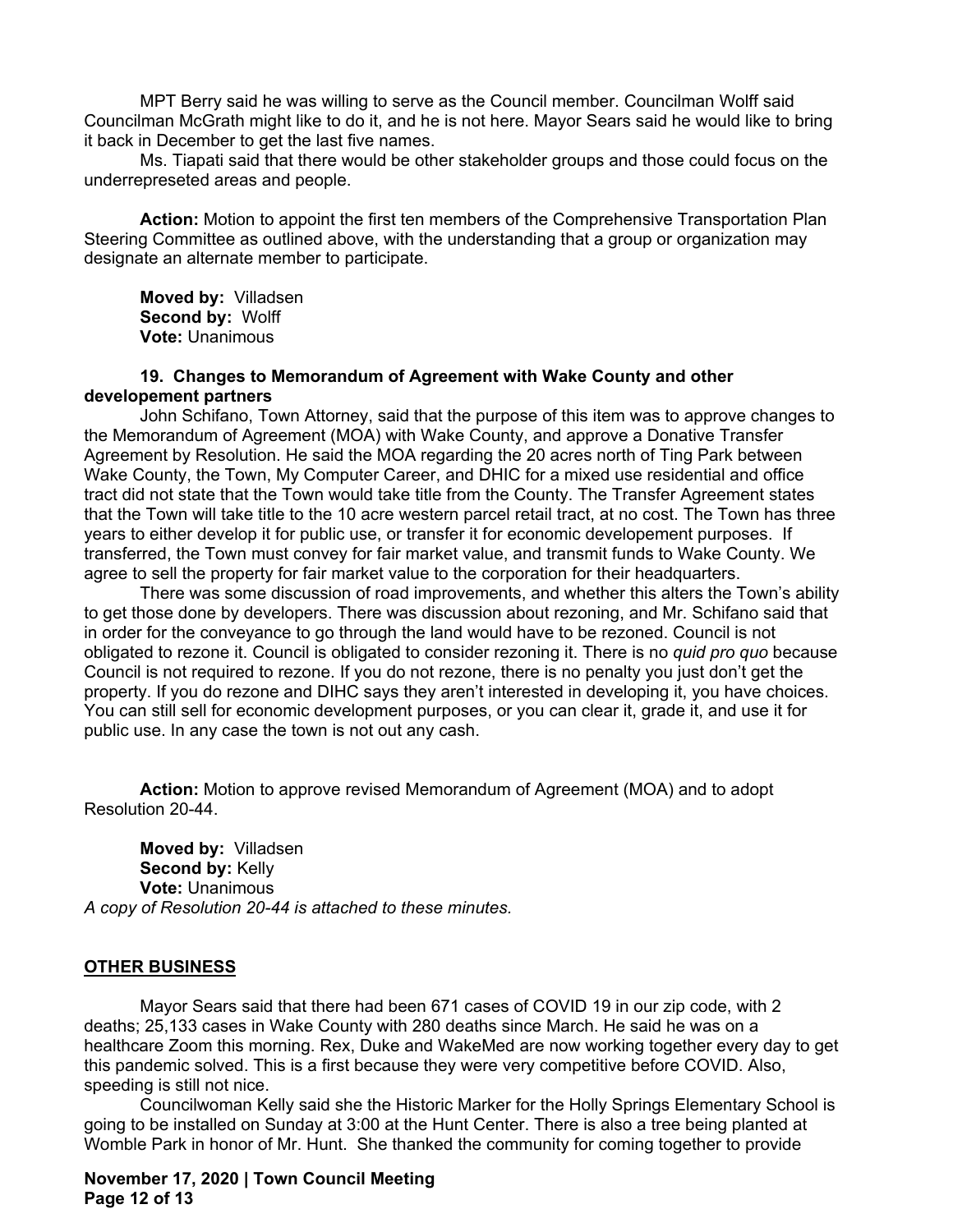MPT Berry said he was willing to serve as the Council member. Councilman Wolff said Councilman McGrath might like to do it, and he is not here. Mayor Sears said he would like to bring it back in December to get the last five names.

Ms. Tiapati said that there would be other stakeholder groups and those could focus on the underrepreseted areas and people.

**Action:** Motion to appoint the first ten members of the Comprehensive Transportation Plan Steering Committee as outlined above, with the understanding that a group or organization may designate an alternate member to participate.

**Moved by:** Villadsen
**Second by:** Wolff
**Vote:** Unanimous

**19. Changes to Memorandum of Agreement with Wake County and other developement partners**

John Schifano, Town Attorney, said that the purpose of this item was to approve changes to the Memorandum of Agreement (MOA) with Wake County, and approve a Donative Transfer Agreement by Resolution. He said the MOA regarding the 20 acres north of Ting Park between Wake County, the Town, My Computer Career, and DHIC for a mixed use residential and office tract did not state that the Town would take title from the County. The Transfer Agreement states that the Town will take title to the 10 acre western parcel retail tract, at no cost. The Town has three years to either develop it for public use, or transfer it for economic developement purposes. If transferred, the Town must convey for fair market value, and transmit funds to Wake County. We agree to sell the property for fair market value to the corporation for their headquarters.

There was some discussion of road improvements, and whether this alters the Town's ability to get those done by developers. There was discussion about rezoning, and Mr. Schifano said that in order for the conveyance to go through the land would have to be rezoned. Council is not obligated to rezone it. Council is obligated to consider rezoning it. There is no *quid pro quo* because Council is not required to rezone. If you do not rezone, there is no penalty you just don't get the property. If you do rezone and DIHC says they aren't interested in developing it, you have choices. You can still sell for economic development purposes, or you can clear it, grade it, and use it for public use. In any case the town is not out any cash.

**Action:** Motion to approve revised Memorandum of Agreement (MOA) and to adopt Resolution 20-44.

**Moved by:** Villadsen
**Second by:** Kelly
**Vote:** Unanimous

*A copy of Resolution 20-44 is attached to these minutes.*

## OTHER BUSINESS

Mayor Sears said that there had been 671 cases of COVID 19 in our zip code, with 2 deaths; 25,133 cases in Wake County with 280 deaths since March. He said he was on a healthcare Zoom this morning. Rex, Duke and WakeMed are now working together every day to get this pandemic solved. This is a first because they were very competitive before COVID. Also, speeding is still not nice.

Councilwoman Kelly said she the Historic Marker for the Holly Springs Elementary School is going to be installed on Sunday at 3:00 at the Hunt Center. There is also a tree being planted at Womble Park in honor of Mr. Hunt. She thanked the community for coming together to provide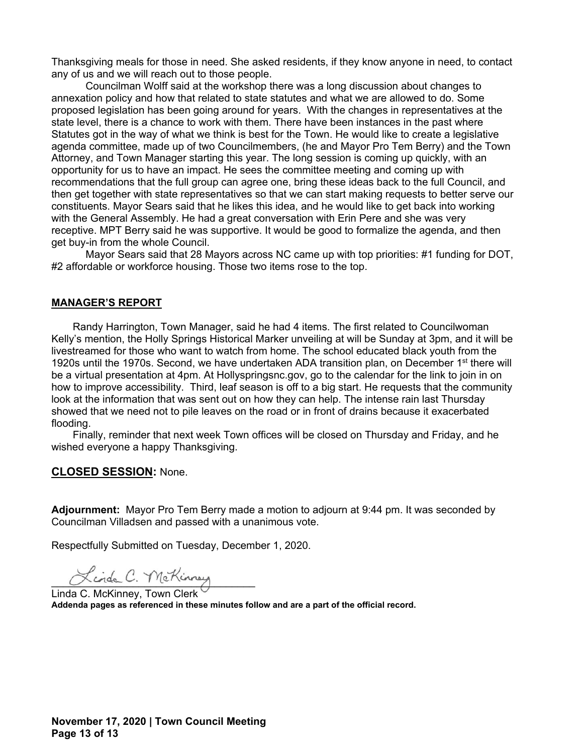Thanksgiving meals for those in need. She asked residents, if they know anyone in need, to contact any of us and we will reach out to those people.

Councilman Wolff said at the workshop there was a long discussion about changes to annexation policy and how that related to state statutes and what we are allowed to do. Some proposed legislation has been going around for years. With the changes in representatives at the state level, there is a chance to work with them. There have been instances in the past where Statutes got in the way of what we think is best for the Town. He would like to create a legislative agenda committee, made up of two Councilmembers, (he and Mayor Pro Tem Berry) and the Town Attorney, and Town Manager starting this year. The long session is coming up quickly, with an opportunity for us to have an impact. He sees the committee meeting and coming up with recommendations that the full group can agree one, bring these ideas back to the full Council, and then get together with state representatives so that we can start making requests to better serve our constituents. Mayor Sears said that he likes this idea, and he would like to get back into working with the General Assembly. He had a great conversation with Erin Pere and she was very receptive. MPT Berry said he was supportive. It would be good to formalize the agenda, and then get buy-in from the whole Council.

Mayor Sears said that 28 Mayors across NC came up with top priorities: #1 funding for DOT, #2 affordable or workforce housing. Those two items rose to the top.

## MANAGER'S REPORT

Randy Harrington, Town Manager, said he had 4 items. The first related to Councilwoman Kelly's mention, the Holly Springs Historical Marker unveiling at will be Sunday at 3pm, and it will be livestreamed for those who want to watch from home. The school educated black youth from the 1920s until the 1970s. Second, we have undertaken ADA transition plan, on December 1st there will be a virtual presentation at 4pm. At Hollyspringsnc.gov, go to the calendar for the link to join in on how to improve accessibility. Third, leaf season is off to a big start. He requests that the community look at the information that was sent out on how they can help. The intense rain last Thursday showed that we need not to pile leaves on the road or in front of drains because it exacerbated flooding.

Finally, reminder that next week Town offices will be closed on Thursday and Friday, and he wished everyone a happy Thanksgiving.

## CLOSED SESSION: None.

**Adjournment:** Mayor Pro Tem Berry made a motion to adjourn at 9:44 pm. It was seconded by Councilman Villadsen and passed with a unanimous vote.

Respectfully Submitted on Tuesday, December 1, 2020.

Linda C. McKinney

Linda C. McKinney, Town Clerk

**Addenda pages as referenced in these minutes follow and are a part of the official record.**